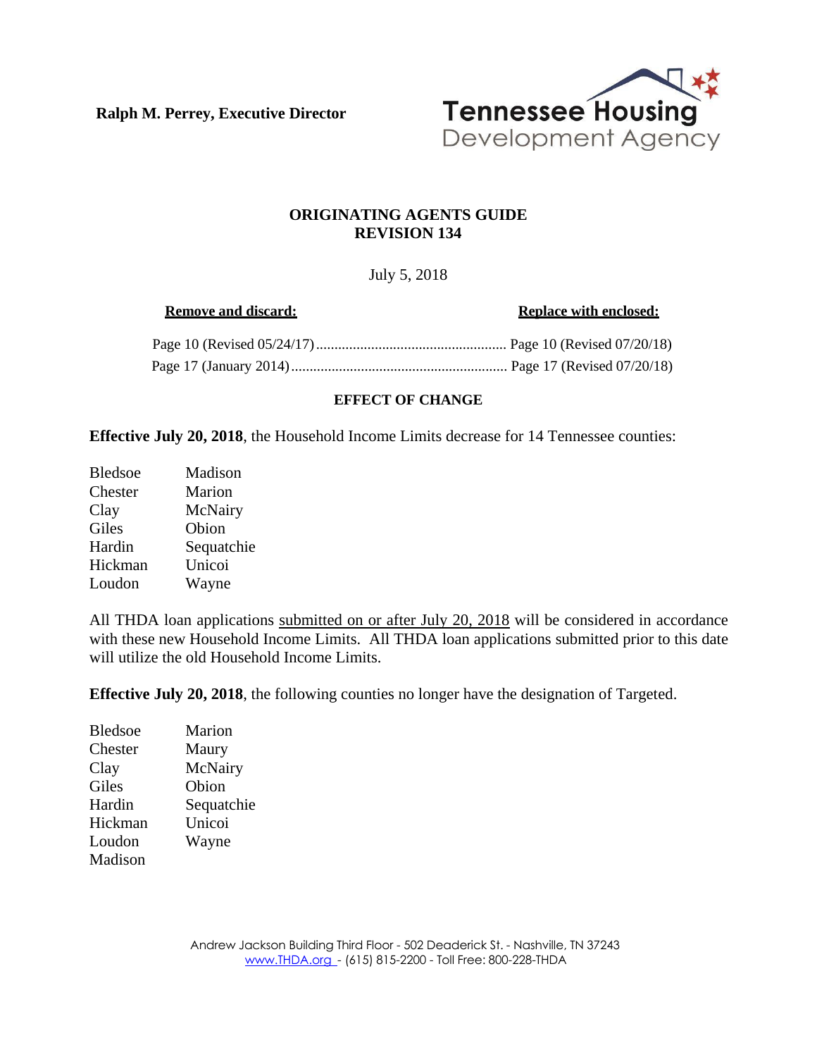**Ralph M. Perrey, Executive Director**

Tennessee Housing Development Agency

# ORIGINATING AGENTS GUIDE
## REVISION 134

July 5, 2018

| **Remove and discard:** | **Replace with enclosed:** |
|---|---|
| Page 10 (Revised 05/24/17) | Page 10 (Revised 07/20/18) |
| Page 17 (January 2014) | Page 17 (Revised 07/20/18) |

### EFFECT OF CHANGE

**Effective July 20, 2018**, the Household Income Limits decrease for 14 Tennessee counties:

| | |
|---|---|
| Bledsoe | Madison |
| Chester | Marion |
| Clay | McNairy |
| Giles | Obion |
| Hardin | Sequatchie |
| Hickman | Unicoi |
| Loudon | Wayne |

All THDA loan applications submitted on or after July 20, 2018 will be considered in accordance with these new Household Income Limits. All THDA loan applications submitted prior to this date will utilize the old Household Income Limits.

**Effective July 20, 2018**, the following counties no longer have the designation of Targeted.

| | |
|---|---|
| Bledsoe | Marion |
| Chester | Maury |
| Clay | McNairy |
| Giles | Obion |
| Hardin | Sequatchie |
| Hickman | Unicoi |
| Loudon | Wayne |
| Madison | |

Andrew Jackson Building Third Floor - 502 Deaderick St. - Nashville, TN 37243
www.THDA.org - (615) 815-2200 - Toll Free: 800-228-THDA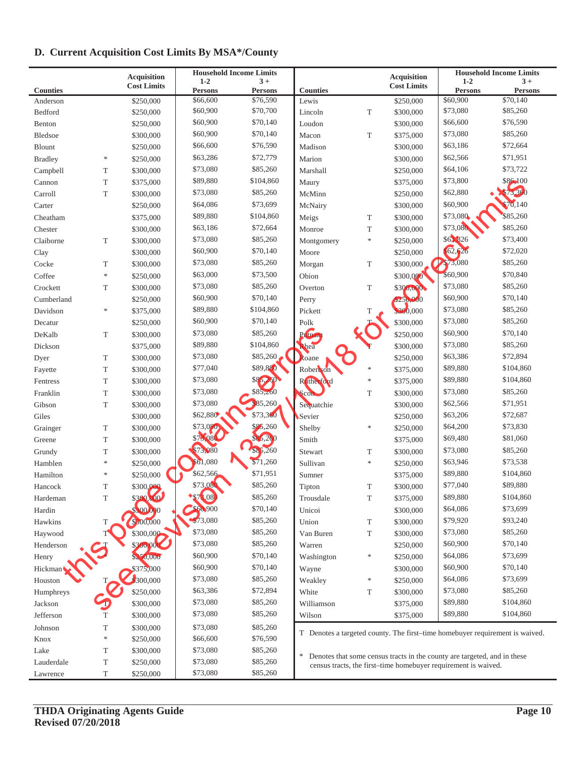## D. Current Acquisition Cost Limits By MSA*/County

this page contains errors see Revision 135 7/10/18 for correct limits

| Counties | | Acquisition Cost Limits | Household Income Limits 1-2 Persons | Household Income Limits 3 + Persons |
|---|---|---|---|---|
| Anderson | | $250,000 | $66,600 | $76,590 |
| Bedford | | $250,000 | $60,900 | $70,700 |
| Benton | | $250,000 | $60,900 | $70,140 |
| Bledsoe | | $300,000 | $60,900 | $70,140 |
| Blount | | $250,000 | $66,600 | $76,590 |
| Bradley | * | $250,000 | $63,286 | $72,779 |
| Campbell | T | $300,000 | $73,080 | $85,260 |
| Cannon | T | $375,000 | $89,880 | $104,860 |
| Carroll | T | $300,000 | $73,080 | $85,260 |
| Carter | | $250,000 | $64,086 | $73,699 |
| Cheatham | | $375,000 | $89,880 | $104,860 |
| Chester | | $300,000 | $63,186 | $72,664 |
| Claiborne | T | $300,000 | $73,080 | $85,260 |
| Clay | | $300,000 | $60,900 | $70,140 |
| Cocke | T | $300,000 | $73,080 | $85,260 |
| Coffee | * | $250,000 | $63,000 | $73,500 |
| Crockett | T | $300,000 | $73,080 | $85,260 |
| Cumberland | | $250,000 | $60,900 | $70,140 |
| Davidson | * | $375,000 | $89,880 | $104,860 |
| Decatur | | $250,000 | $60,900 | $70,140 |
| DeKalb | T | $300,000 | $73,080 | $85,260 |
| Dickson | | $375,000 | $89,880 | $104,860 |
| Dyer | T | $300,000 | $73,080 | $85,260 |
| Fayette | T | $300,000 | $77,040 | $89,880 |
| Fentress | T | $300,000 | $73,080 | $85,260 |
| Franklin | T | $300,000 | $73,080 | $85,260 |
| Gibson | T | $300,000 | $73,080 | $85,260 |
| Giles | | $300,000 | $62,880 | $73,360 |
| Grainger | T | $300,000 | $73,080 | $85,260 |
| Greene | T | $300,000 | $73,080 | $85,260 |
| Grundy | T | $300,000 | $73,080 | $85,260 |
| Hamblen | * | $250,000 | $61,080 | $71,260 |
| Hamilton | * | $250,000 | $62,566 | $71,951 |
| Hancock | T | $300,000 | $73,080 | $85,260 |
| Hardeman | T | $300,000 | $73,080 | $85,260 |
| Hardin | | $300,000 | $60,900 | $70,140 |
| Hawkins | T | $300,000 | $73,080 | $85,260 |
| Haywood | T | $300,000 | $73,080 | $85,260 |
| Henderson | T | $300,000 | $73,080 | $85,260 |
| Henry | | $250,000 | $60,900 | $70,140 |
| Hickman | | $375,000 | $60,900 | $70,140 |
| Houston | T | $300,000 | $73,080 | $85,260 |
| Humphreys | | $250,000 | $63,386 | $72,894 |
| Jackson | T | $300,000 | $73,080 | $85,260 |
| Jefferson | T | $300,000 | $73,080 | $85,260 |
| Johnson | T | $300,000 | $73,080 | $85,260 |
| Knox | * | $250,000 | $66,600 | $76,590 |
| Lake | T | $300,000 | $73,080 | $85,260 |
| Lauderdale | T | $250,000 | $73,080 | $85,260 |
| Lawrence | T | $250,000 | $73,080 | $85,260 |
| Lewis | | $250,000 | $60,900 | $70,140 |
| Lincoln | T | $300,000 | $73,080 | $85,260 |
| Loudon | | $300,000 | $66,600 | $76,590 |
| Macon | T | $375,000 | $73,080 | $85,260 |
| Madison | | $300,000 | $63,186 | $72,664 |
| Marion | | $300,000 | $62,566 | $71,951 |
| Marshall | | $250,000 | $64,106 | $73,722 |
| Maury | | $375,000 | $73,800 | $86,100 |
| McMinn | | $250,000 | $62,880 | $73,360 |
| McNairy | | $300,000 | $60,900 | $70,140 |
| Meigs | T | $300,000 | $73,080 | $85,260 |
| Monroe | T | $300,000 | $73,080 | $85,260 |
| Montgomery | * | $250,000 | $63,826 | $73,400 |
| Moore | | $250,000 | $62,626 | $72,020 |
| Morgan | T | $300,000 | $73,080 | $85,260 |
| Obion | | $300,000 | $60,900 | $70,840 |
| Overton | T | $300,000 | $73,080 | $85,260 |
| Perry | | $250,000 | $60,900 | $70,140 |
| Pickett | T | $300,000 | $73,080 | $85,260 |
| Polk | T | $300,000 | $73,080 | $85,260 |
| Putnam | | $250,000 | $60,900 | $70,140 |
| Rhea | T | $300,000 | $73,080 | $85,260 |
| Roane | | $250,000 | $63,386 | $72,894 |
| Robertson | * | $375,000 | $89,880 | $104,860 |
| Rutherford | * | $375,000 | $89,880 | $104,860 |
| Scott | T | $300,000 | $73,080 | $85,260 |
| Sequatchie | | $300,000 | $62,566 | $71,951 |
| Sevier | | $250,000 | $63,206 | $72,687 |
| Shelby | * | $250,000 | $64,200 | $73,830 |
| Smith | | $375,000 | $69,480 | $81,060 |
| Stewart | T | $300,000 | $73,080 | $85,260 |
| Sullivan | * | $250,000 | $63,946 | $73,538 |
| Sumner | | $375,000 | $89,880 | $104,860 |
| Tipton | T | $300,000 | $77,040 | $89,880 |
| Trousdale | T | $375,000 | $89,880 | $104,860 |
| Unicoi | | $300,000 | $64,086 | $73,699 |
| Union | T | $300,000 | $79,920 | $93,240 |
| Van Buren | T | $300,000 | $73,080 | $85,260 |
| Warren | | $250,000 | $60,900 | $70,140 |
| Washington | * | $250,000 | $64,086 | $73,699 |
| Wayne | | $300,000 | $60,900 | $70,140 |
| Weakley | * | $250,000 | $64,086 | $73,699 |
| White | T | $300,000 | $73,080 | $85,260 |
| Williamson | | $375,000 | $89,880 | $104,860 |
| Wilson | | $375,000 | $89,880 | $104,860 |

T Denotes a targeted county. The first–time homebuyer requirement is waived.

* Denotes that some census tracts in the county are targeted, and in these census tracts, the first–time homebuyer requirement is waived.

**THDA Originating Agents Guide**
**Revised 07/20/2018**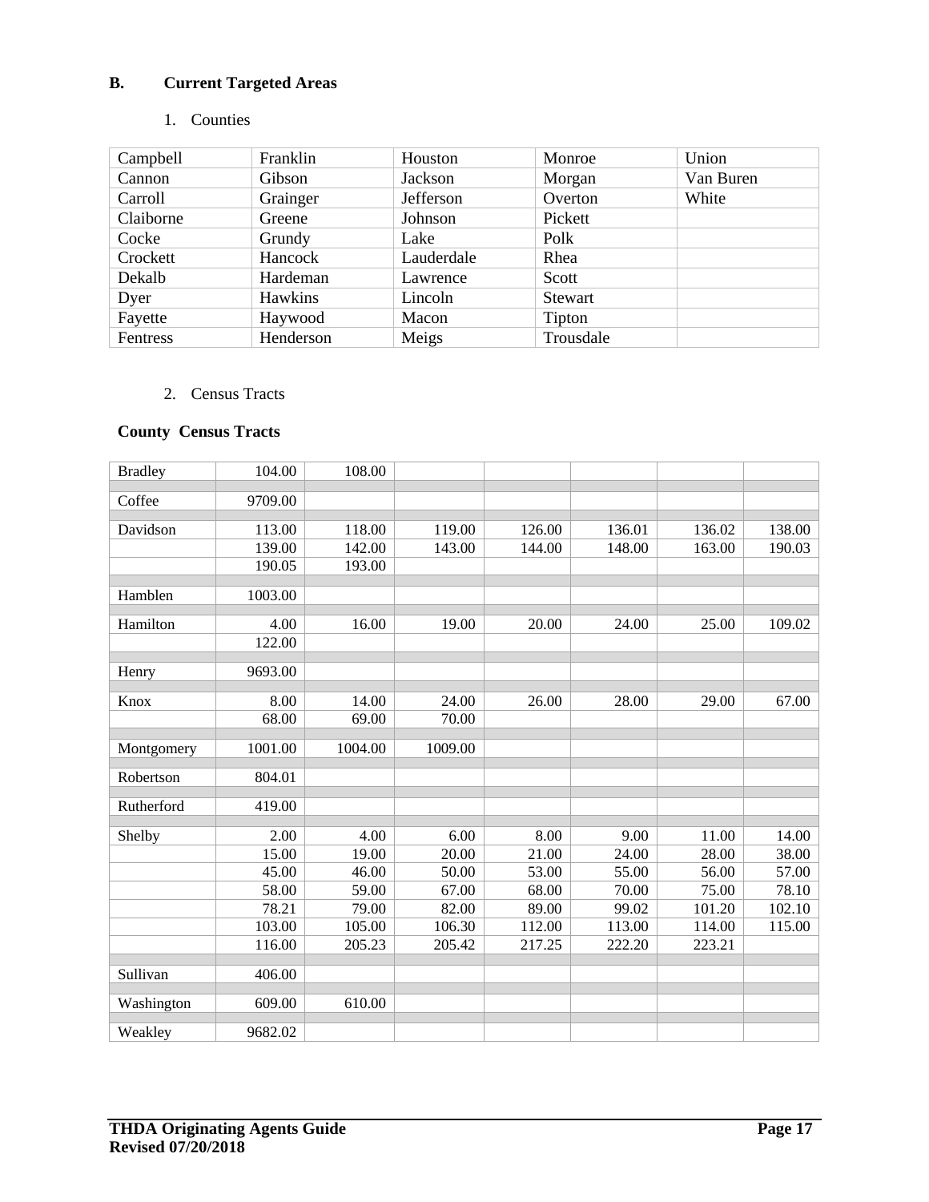## B. Current Targeted Areas

1. Counties

| | | | | |
|---|---|---|---|---|
| Campbell | Franklin | Houston | Monroe | Union |
| Cannon | Gibson | Jackson | Morgan | Van Buren |
| Carroll | Grainger | Jefferson | Overton | White |
| Claiborne | Greene | Johnson | Pickett | |
| Cocke | Grundy | Lake | Polk | |
| Crockett | Hancock | Lauderdale | Rhea | |
| Dekalb | Hardeman | Lawrence | Scott | |
| Dyer | Hawkins | Lincoln | Stewart | |
| Fayette | Haywood | Macon | Tipton | |
| Fentress | Henderson | Meigs | Trousdale | |

2. Census Tracts

**County Census Tracts**

| | | | | | | | |
|---|---|---|---|---|---|---|---|
| Bradley | 104.00 | 108.00 | | | | | |
| Coffee | 9709.00 | | | | | | |
| Davidson | 113.00 | 118.00 | 119.00 | 126.00 | 136.01 | 136.02 | 138.00 |
| | 139.00 | 142.00 | 143.00 | 144.00 | 148.00 | 163.00 | 190.03 |
| | 190.05 | 193.00 | | | | | |
| Hamblen | 1003.00 | | | | | | |
| Hamilton | 4.00 | 16.00 | 19.00 | 20.00 | 24.00 | 25.00 | 109.02 |
| | 122.00 | | | | | | |
| Henry | 9693.00 | | | | | | |
| Knox | 8.00 | 14.00 | 24.00 | 26.00 | 28.00 | 29.00 | 67.00 |
| | 68.00 | 69.00 | 70.00 | | | | |
| Montgomery | 1001.00 | 1004.00 | 1009.00 | | | | |
| Robertson | 804.01 | | | | | | |
| Rutherford | 419.00 | | | | | | |
| Shelby | 2.00 | 4.00 | 6.00 | 8.00 | 9.00 | 11.00 | 14.00 |
| | 15.00 | 19.00 | 20.00 | 21.00 | 24.00 | 28.00 | 38.00 |
| | 45.00 | 46.00 | 50.00 | 53.00 | 55.00 | 56.00 | 57.00 |
| | 58.00 | 59.00 | 67.00 | 68.00 | 70.00 | 75.00 | 78.10 |
| | 78.21 | 79.00 | 82.00 | 89.00 | 99.02 | 101.20 | 102.10 |
| | 103.00 | 105.00 | 106.30 | 112.00 | 113.00 | 114.00 | 115.00 |
| | 116.00 | 205.23 | 205.42 | 217.25 | 222.20 | 223.21 | |
| Sullivan | 406.00 | | | | | | |
| Washington | 609.00 | 610.00 | | | | | |
| Weakley | 9682.02 | | | | | | |